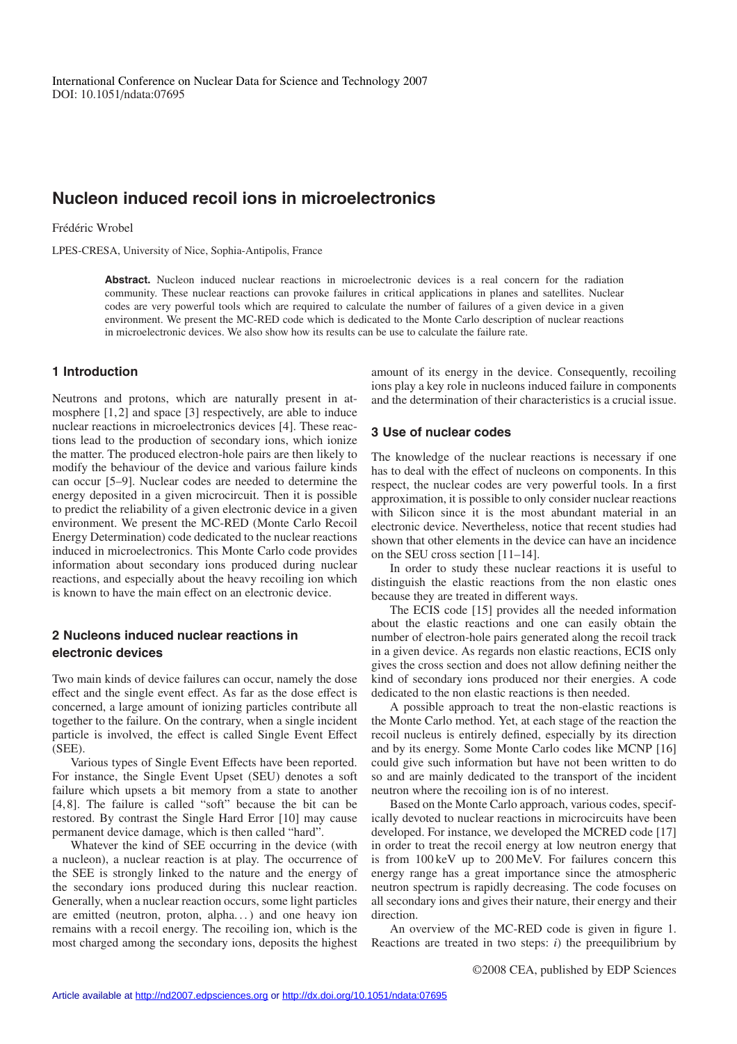International Conference on Nuclear Data for Science and Technology 2007
DOI: 10.1051/ndata:07695

# Nucleon induced recoil ions in microelectronics

Frédéric Wrobel

LPES-CRESA, University of Nice, Sophia-Antipolis, France

**Abstract.** Nucleon induced nuclear reactions in microelectronic devices is a real concern for the radiation community. These nuclear reactions can provoke failures in critical applications in planes and satellites. Nuclear codes are very powerful tools which are required to calculate the number of failures of a given device in a given environment. We present the MC-RED code which is dedicated to the Monte Carlo description of nuclear reactions in microelectronic devices. We also show how its results can be use to calculate the failure rate.

## 1 Introduction

Neutrons and protons, which are naturally present in atmosphere [1,2] and space [3] respectively, are able to induce nuclear reactions in microelectronics devices [4]. These reactions lead to the production of secondary ions, which ionize the matter. The produced electron-hole pairs are then likely to modify the behaviour of the device and various failure kinds can occur [5–9]. Nuclear codes are needed to determine the energy deposited in a given microcircuit. Then it is possible to predict the reliability of a given electronic device in a given environment. We present the MC-RED (Monte Carlo Recoil Energy Determination) code dedicated to the nuclear reactions induced in microelectronics. This Monte Carlo code provides information about secondary ions produced during nuclear reactions, and especially about the heavy recoiling ion which is known to have the main effect on an electronic device.

## 2 Nucleons induced nuclear reactions in electronic devices

Two main kinds of device failures can occur, namely the dose effect and the single event effect. As far as the dose effect is concerned, a large amount of ionizing particles contribute all together to the failure. On the contrary, when a single incident particle is involved, the effect is called Single Event Effect (SEE).

Various types of Single Event Effects have been reported. For instance, the Single Event Upset (SEU) denotes a soft failure which upsets a bit memory from a state to another [4,8]. The failure is called "soft" because the bit can be restored. By contrast the Single Hard Error [10] may cause permanent device damage, which is then called "hard".

Whatever the kind of SEE occurring in the device (with a nucleon), a nuclear reaction is at play. The occurrence of the SEE is strongly linked to the nature and the energy of the secondary ions produced during this nuclear reaction. Generally, when a nuclear reaction occurs, some light particles are emitted (neutron, proton, alpha…) and one heavy ion remains with a recoil energy. The recoiling ion, which is the most charged among the secondary ions, deposits the highest amount of its energy in the device. Consequently, recoiling ions play a key role in nucleons induced failure in components and the determination of their characteristics is a crucial issue.

## 3 Use of nuclear codes

The knowledge of the nuclear reactions is necessary if one has to deal with the effect of nucleons on components. In this respect, the nuclear codes are very powerful tools. In a first approximation, it is possible to only consider nuclear reactions with Silicon since it is the most abundant material in an electronic device. Nevertheless, notice that recent studies had shown that other elements in the device can have an incidence on the SEU cross section [11–14].

In order to study these nuclear reactions it is useful to distinguish the elastic reactions from the non elastic ones because they are treated in different ways.

The ECIS code [15] provides all the needed information about the elastic reactions and one can easily obtain the number of electron-hole pairs generated along the recoil track in a given device. As regards non elastic reactions, ECIS only gives the cross section and does not allow defining neither the kind of secondary ions produced nor their energies. A code dedicated to the non elastic reactions is then needed.

A possible approach to treat the non-elastic reactions is the Monte Carlo method. Yet, at each stage of the reaction the recoil nucleus is entirely defined, especially by its direction and by its energy. Some Monte Carlo codes like MCNP [16] could give such information but have not been written to do so and are mainly dedicated to the transport of the incident neutron where the recoiling ion is of no interest.

Based on the Monte Carlo approach, various codes, specifically devoted to nuclear reactions in microcircuits have been developed. For instance, we developed the MCRED code [17] in order to treat the recoil energy at low neutron energy that is from 100 keV up to 200 MeV. For failures concern this energy range has a great importance since the atmospheric neutron spectrum is rapidly decreasing. The code focuses on all secondary ions and gives their nature, their energy and their direction.

An overview of the MC-RED code is given in figure 1. Reactions are treated in two steps: *i*) the preequilibrium by

©2008 CEA, published by EDP Sciences

Article available at http://nd2007.edpsciences.org or http://dx.doi.org/10.1051/ndata:07695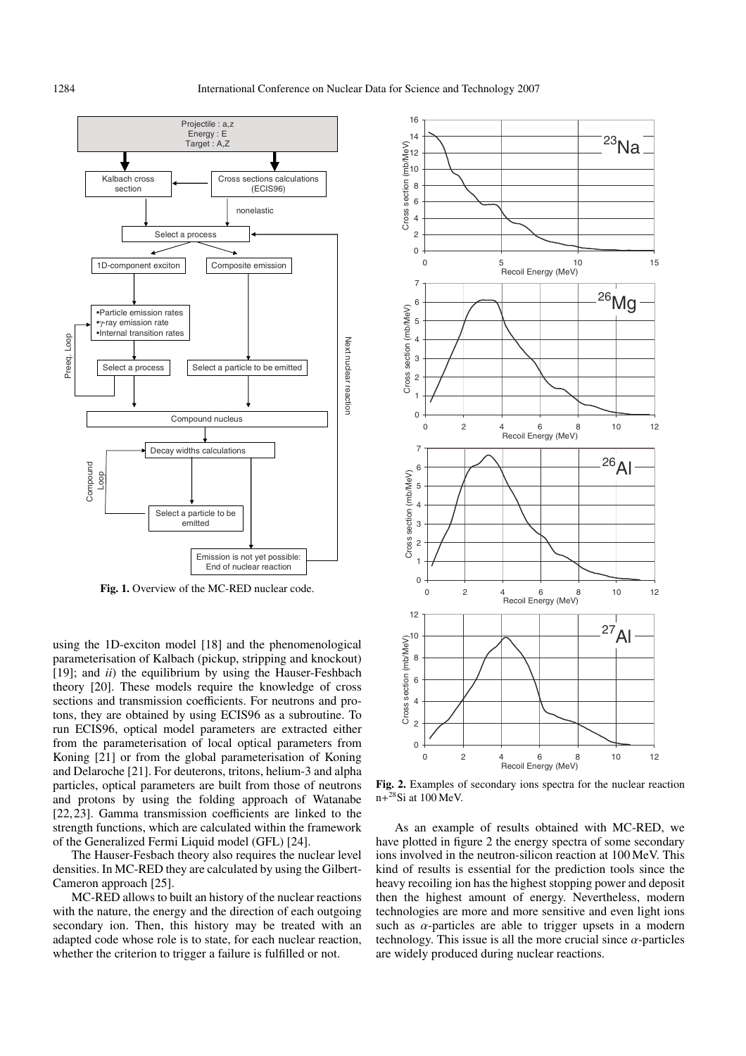Fig. 1. Overview of the MC-RED nuclear code.

using the 1D-exciton model [18] and the phenomenological parameterisation of Kalbach (pickup, stripping and knockout) [19]; and *ii*) the equilibrium by using the Hauser-Feshbach theory [20]. These models require the knowledge of cross sections and transmission coefficients. For neutrons and protons, they are obtained by using ECIS96 as a subroutine. To run ECIS96, optical model parameters are extracted either from the parameterisation of local optical parameters from Koning [21] or from the global parameterisation of Koning and Delaroche [21]. For deuterons, tritons, helium-3 and alpha particles, optical parameters are built from those of neutrons and protons by using the folding approach of Watanabe [22,23]. Gamma transmission coefficients are linked to the strength functions, which are calculated within the framework of the Generalized Fermi Liquid model (GFL) [24].

The Hauser-Fesbach theory also requires the nuclear level densities. In MC-RED they are calculated by using the Gilbert-Cameron approach [25].

MC-RED allows to built an history of the nuclear reactions with the nature, the energy and the direction of each outgoing secondary ion. Then, this history may be treated with an adapted code whose role is to state, for each nuclear reaction, whether the criterion to trigger a failure is fulfilled or not.

Fig. 2. Examples of secondary ions spectra for the nuclear reaction n+$^{28}$Si at 100 MeV.

As an example of results obtained with MC-RED, we have plotted in figure 2 the energy spectra of some secondary ions involved in the neutron-silicon reaction at 100 MeV. This kind of results is essential for the prediction tools since the heavy recoiling ion has the highest stopping power and deposit then the highest amount of energy. Nevertheless, modern technologies are more and more sensitive and even light ions such as $\alpha$-particles are able to trigger upsets in a modern technology. This issue is all the more crucial since $\alpha$-particles are widely produced during nuclear reactions.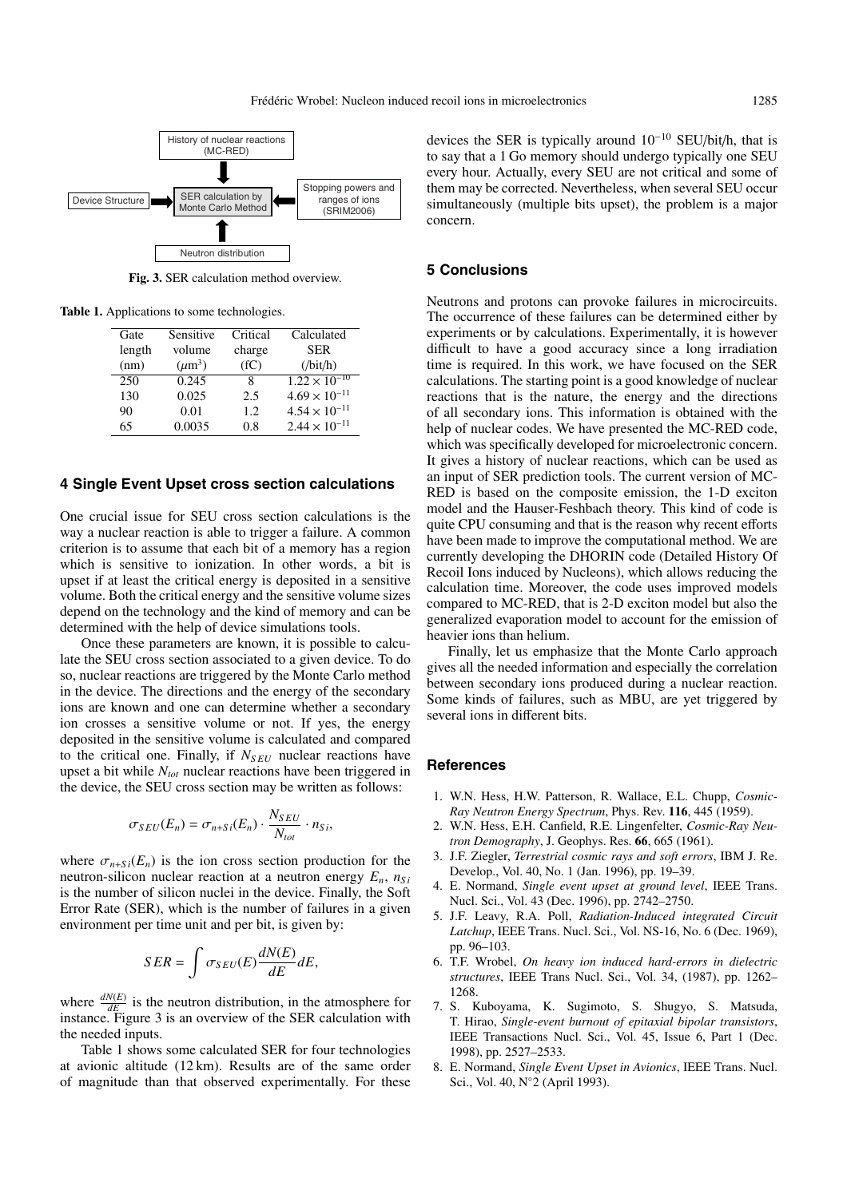History of nuclear reactions (MC-RED)

Device Structure → SER calculation by Monte Carlo Method ← Stopping powers and ranges of ions (SRIM2006)

Neutron distribution

**Fig. 3.** SER calculation method overview.

**Table 1.** Applications to some technologies.

| Gate length (nm) | Sensitive volume ($\mu$m$^3$) | Critical charge (fC) | Calculated SER (/bit/h) |
|---|---|---|---|
| 250 | 0.245 | 8 | $1.22 \times 10^{-10}$ |
| 130 | 0.025 | 2.5 | $4.69 \times 10^{-11}$ |
| 90 | 0.01 | 1.2 | $4.54 \times 10^{-11}$ |
| 65 | 0.0035 | 0.8 | $2.44 \times 10^{-11}$ |

## 4 Single Event Upset cross section calculations

One crucial issue for SEU cross section calculations is the way a nuclear reaction is able to trigger a failure. A common criterion is to assume that each bit of a memory has a region which is sensitive to ionization. In other words, a bit is upset if at least the critical energy is deposited in a sensitive volume. Both the critical energy and the sensitive volume sizes depend on the technology and the kind of memory and can be determined with the help of device simulations tools.

Once these parameters are known, it is possible to calculate the SEU cross section associated to a given device. To do so, nuclear reactions are triggered by the Monte Carlo method in the device. The directions and the energy of the secondary ions are known and one can determine whether a secondary ion crosses a sensitive volume or not. If yes, the energy deposited in the sensitive volume is calculated and compared to the critical one. Finally, if $N_{SEU}$ nuclear reactions have upset a bit while $N_{tot}$ nuclear reactions have been triggered in the device, the SEU cross section may be written as follows:

$$\sigma_{SEU}(E_n) = \sigma_{n+Si}(E_n) \cdot \frac{N_{SEU}}{N_{tot}} \cdot n_{Si},$$

where $\sigma_{n+Si}(E_n)$ is the ion cross section production for the neutron-silicon nuclear reaction at a neutron energy $E_n$, $n_{Si}$ is the number of silicon nuclei in the device. Finally, the Soft Error Rate (SER), which is the number of failures in a given environment per time unit and per bit, is given by:

$$SER = \int \sigma_{SEU}(E) \frac{dN(E)}{dE} dE,$$

where $\frac{dN(E)}{dE}$ is the neutron distribution, in the atmosphere for instance. Figure 3 is an overview of the SER calculation with the needed inputs.

Table 1 shows some calculated SER for four technologies at avionic altitude (12 km). Results are of the same order of magnitude than that observed experimentally. For these devices the SER is typically around $10^{-10}$ SEU/bit/h, that is to say that a 1 Go memory should undergo typically one SEU every hour. Actually, every SEU are not critical and some of them may be corrected. Nevertheless, when several SEU occur simultaneously (multiple bits upset), the problem is a major concern.

## 5 Conclusions

Neutrons and protons can provoke failures in microcircuits. The occurrence of these failures can be determined either by experiments or by calculations. Experimentally, it is however difficult to have a good accuracy since a long irradiation time is required. In this work, we have focused on the SER calculations. The starting point is a good knowledge of nuclear reactions that is the nature, the energy and the directions of all secondary ions. This information is obtained with the help of nuclear codes. We have presented the MC-RED code, which was specifically developed for microelectronic concern. It gives a history of nuclear reactions, which can be used as an input of SER prediction tools. The current version of MC-RED is based on the composite emission, the 1-D exciton model and the Hauser-Feshbach theory. This kind of code is quite CPU consuming and that is the reason why recent efforts have been made to improve the computational method. We are currently developing the DHORIN code (Detailed History Of Recoil Ions induced by Nucleons), which allows reducing the calculation time. Moreover, the code uses improved models compared to MC-RED, that is 2-D exciton model but also the generalized evaporation model to account for the emission of heavier ions than helium.

Finally, let us emphasize that the Monte Carlo approach gives all the needed information and especially the correlation between secondary ions produced during a nuclear reaction. Some kinds of failures, such as MBU, are yet triggered by several ions in different bits.

## References

1. W.N. Hess, H.W. Patterson, R. Wallace, E.L. Chupp, *Cosmic-Ray Neutron Energy Spectrum*, Phys. Rev. **116**, 445 (1959).
2. W.N. Hess, E.H. Canfield, R.E. Lingenfelter, *Cosmic-Ray Neutron Demography*, J. Geophys. Res. **66**, 665 (1961).
3. J.F. Ziegler, *Terrestrial cosmic rays and soft errors*, IBM J. Re. Develop., Vol. 40, No. 1 (Jan. 1996), pp. 19–39.
4. E. Normand, *Single event upset at ground level*, IEEE Trans. Nucl. Sci., Vol. 43 (Dec. 1996), pp. 2742–2750.
5. J.F. Leavy, R.A. Poll, *Radiation-Induced integrated Circuit Latchup*, IEEE Trans. Nucl. Sci., Vol. NS-16, No. 6 (Dec. 1969), pp. 96–103.
6. T.F. Wrobel, *On heavy ion induced hard-errors in dielectric structures*, IEEE Trans Nucl. Sci., Vol. 34, (1987), pp. 1262–1268.
7. S. Kuboyama, K. Sugimoto, S. Shugyo, S. Matsuda, T. Hirao, *Single-event burnout of epitaxial bipolar transistors*, IEEE Transactions Nucl. Sci., Vol. 45, Issue 6, Part 1 (Dec. 1998), pp. 2527–2533.
8. E. Normand, *Single Event Upset in Avionics*, IEEE Trans. Nucl. Sci., Vol. 40, N°2 (April 1993).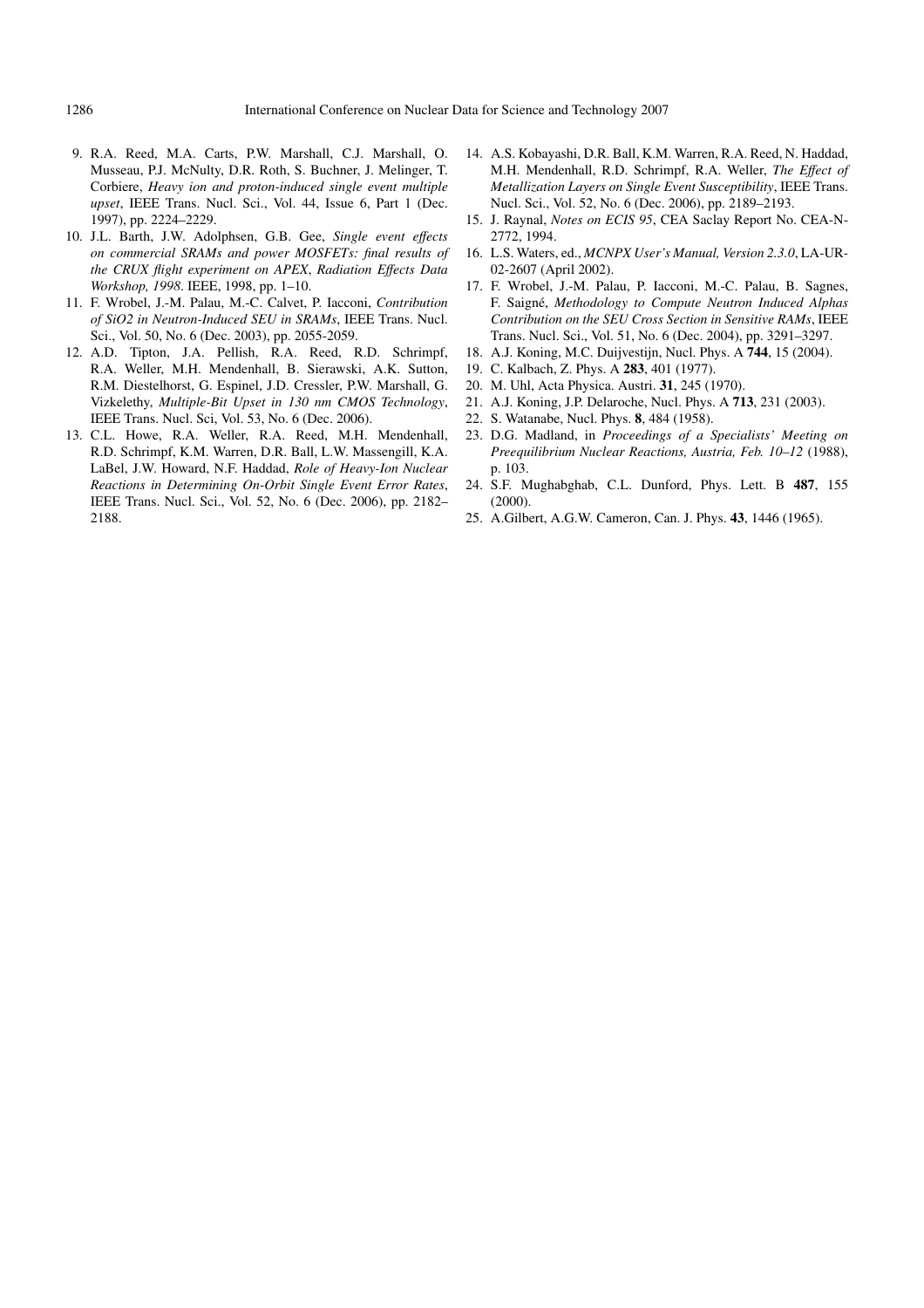9. R.A. Reed, M.A. Carts, P.W. Marshall, C.J. Marshall, O. Musseau, P.J. McNulty, D.R. Roth, S. Buchner, J. Melinger, T. Corbiere, *Heavy ion and proton-induced single event multiple upset*, IEEE Trans. Nucl. Sci., Vol. 44, Issue 6, Part 1 (Dec. 1997), pp. 2224–2229.
10. J.L. Barth, J.W. Adolphsen, G.B. Gee, *Single event effects on commercial SRAMs and power MOSFETs: final results of the CRUX flight experiment on APEX*, *Radiation Effects Data Workshop, 1998*. IEEE, 1998, pp. 1–10.
11. F. Wrobel, J.-M. Palau, M.-C. Calvet, P. Iacconi, *Contribution of SiO2 in Neutron-Induced SEU in SRAMs*, IEEE Trans. Nucl. Sci., Vol. 50, No. 6 (Dec. 2003), pp. 2055-2059.
12. A.D. Tipton, J.A. Pellish, R.A. Reed, R.D. Schrimpf, R.A. Weller, M.H. Mendenhall, B. Sierawski, A.K. Sutton, R.M. Diestelhorst, G. Espinel, J.D. Cressler, P.W. Marshall, G. Vizkelethy, *Multiple-Bit Upset in 130 nm CMOS Technology*, IEEE Trans. Nucl. Sci, Vol. 53, No. 6 (Dec. 2006).
13. C.L. Howe, R.A. Weller, R.A. Reed, M.H. Mendenhall, R.D. Schrimpf, K.M. Warren, D.R. Ball, L.W. Massengill, K.A. LaBel, J.W. Howard, N.F. Haddad, *Role of Heavy-Ion Nuclear Reactions in Determining On-Orbit Single Event Error Rates*, IEEE Trans. Nucl. Sci., Vol. 52, No. 6 (Dec. 2006), pp. 2182–2188.
14. A.S. Kobayashi, D.R. Ball, K.M. Warren, R.A. Reed, N. Haddad, M.H. Mendenhall, R.D. Schrimpf, R.A. Weller, *The Effect of Metallization Layers on Single Event Susceptibility*, IEEE Trans. Nucl. Sci., Vol. 52, No. 6 (Dec. 2006), pp. 2189–2193.
15. J. Raynal, *Notes on ECIS 95*, CEA Saclay Report No. CEA-N-2772, 1994.
16. L.S. Waters, ed., *MCNPX User's Manual, Version 2.3.0*, LA-UR-02-2607 (April 2002).
17. F. Wrobel, J.-M. Palau, P. Iacconi, M.-C. Palau, B. Sagnes, F. Saigné, *Methodology to Compute Neutron Induced Alphas Contribution on the SEU Cross Section in Sensitive RAMs*, IEEE Trans. Nucl. Sci., Vol. 51, No. 6 (Dec. 2004), pp. 3291–3297.
18. A.J. Koning, M.C. Duijvestijn, Nucl. Phys. A **744**, 15 (2004).
19. C. Kalbach, Z. Phys. A **283**, 401 (1977).
20. M. Uhl, Acta Physica. Austri. **31**, 245 (1970).
21. A.J. Koning, J.P. Delaroche, Nucl. Phys. A **713**, 231 (2003).
22. S. Watanabe, Nucl. Phys. **8**, 484 (1958).
23. D.G. Madland, in *Proceedings of a Specialists' Meeting on Preequilibrium Nuclear Reactions, Austria, Feb. 10–12* (1988), p. 103.
24. S.F. Mughabghab, C.L. Dunford, Phys. Lett. B **487**, 155 (2000).
25. A.Gilbert, A.G.W. Cameron, Can. J. Phys. **43**, 1446 (1965).